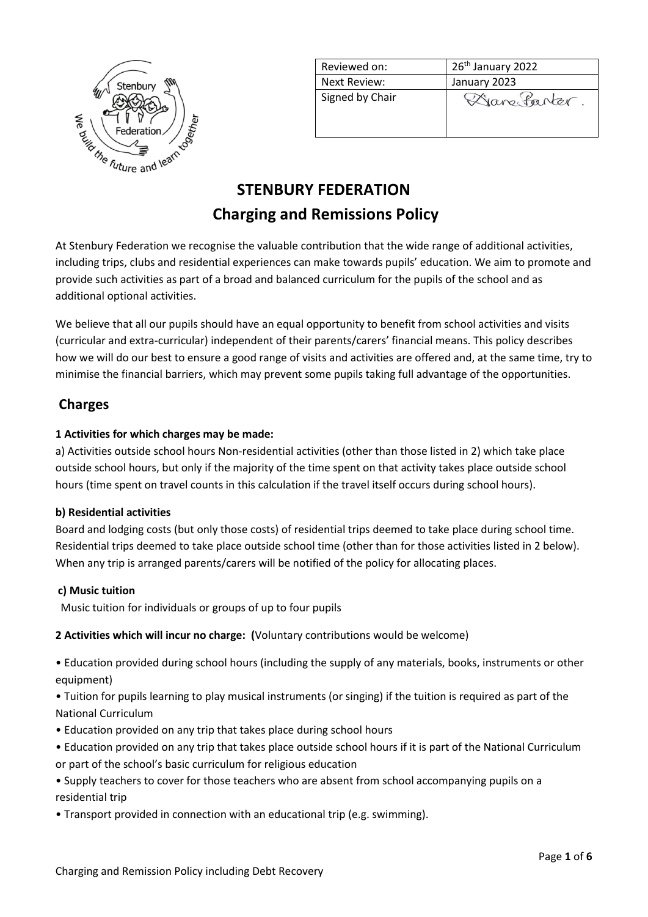| Reviewed on: | 26th January 2022 |
| --- | --- |
| Next Review: | January 2023 |
| Signed by Chair | Diane Panter. |

# STENBURY FEDERATION

# Charging and Remissions Policy

At Stenbury Federation we recognise the valuable contribution that the wide range of additional activities, including trips, clubs and residential experiences can make towards pupils' education. We aim to promote and provide such activities as part of a broad and balanced curriculum for the pupils of the school and as additional optional activities.

We believe that all our pupils should have an equal opportunity to benefit from school activities and visits (curricular and extra-curricular) independent of their parents/carers' financial means. This policy describes how we will do our best to ensure a good range of visits and activities are offered and, at the same time, try to minimise the financial barriers, which may prevent some pupils taking full advantage of the opportunities.

## Charges

**1 Activities for which charges may be made:**

a) Activities outside school hours Non-residential activities (other than those listed in 2) which take place outside school hours, but only if the majority of the time spent on that activity takes place outside school hours (time spent on travel counts in this calculation if the travel itself occurs during school hours).

**b) Residential activities**

Board and lodging costs (but only those costs) of residential trips deemed to take place during school time. Residential trips deemed to take place outside school time (other than for those activities listed in 2 below). When any trip is arranged parents/carers will be notified of the policy for allocating places.

**c) Music tuition**

Music tuition for individuals or groups of up to four pupils

**2 Activities which will incur no charge: (**Voluntary contributions would be welcome)

- Education provided during school hours (including the supply of any materials, books, instruments or other equipment)
- Tuition for pupils learning to play musical instruments (or singing) if the tuition is required as part of the National Curriculum
- Education provided on any trip that takes place during school hours
- Education provided on any trip that takes place outside school hours if it is part of the National Curriculum or part of the school's basic curriculum for religious education
- Supply teachers to cover for those teachers who are absent from school accompanying pupils on a residential trip
- Transport provided in connection with an educational trip (e.g. swimming).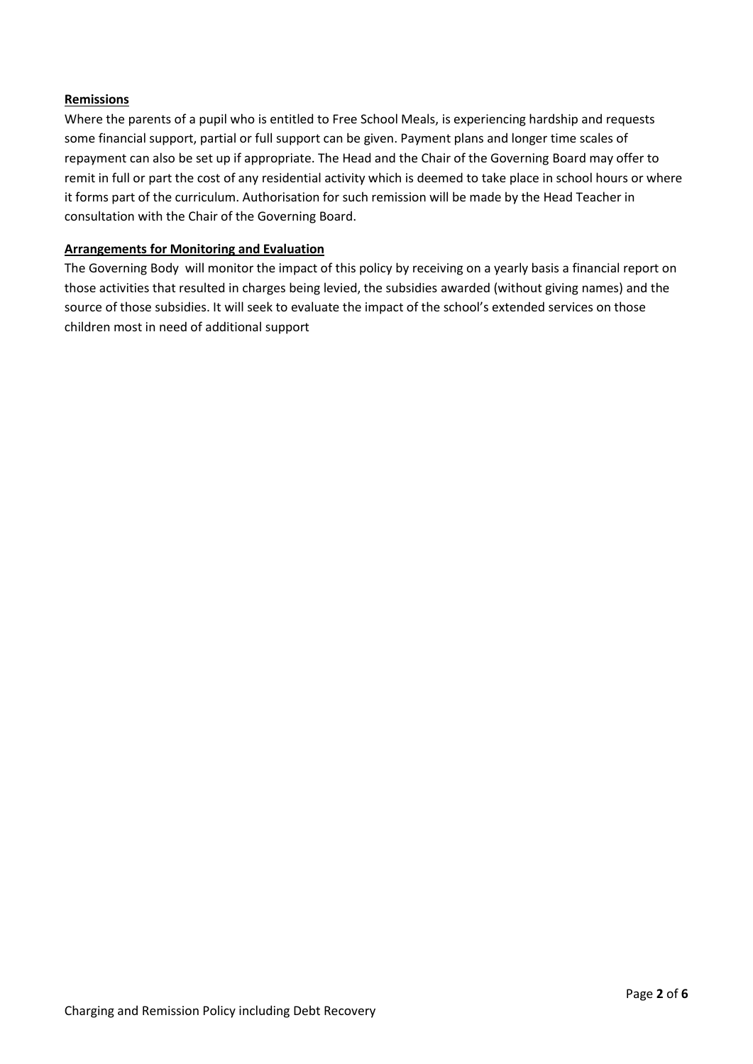**Remissions**

Where the parents of a pupil who is entitled to Free School Meals, is experiencing hardship and requests some financial support, partial or full support can be given. Payment plans and longer time scales of repayment can also be set up if appropriate. The Head and the Chair of the Governing Board may offer to remit in full or part the cost of any residential activity which is deemed to take place in school hours or where it forms part of the curriculum. Authorisation for such remission will be made by the Head Teacher in consultation with the Chair of the Governing Board.

**Arrangements for Monitoring and Evaluation**

The Governing Body will monitor the impact of this policy by receiving on a yearly basis a financial report on those activities that resulted in charges being levied, the subsidies awarded (without giving names) and the source of those subsidies. It will seek to evaluate the impact of the school's extended services on those children most in need of additional support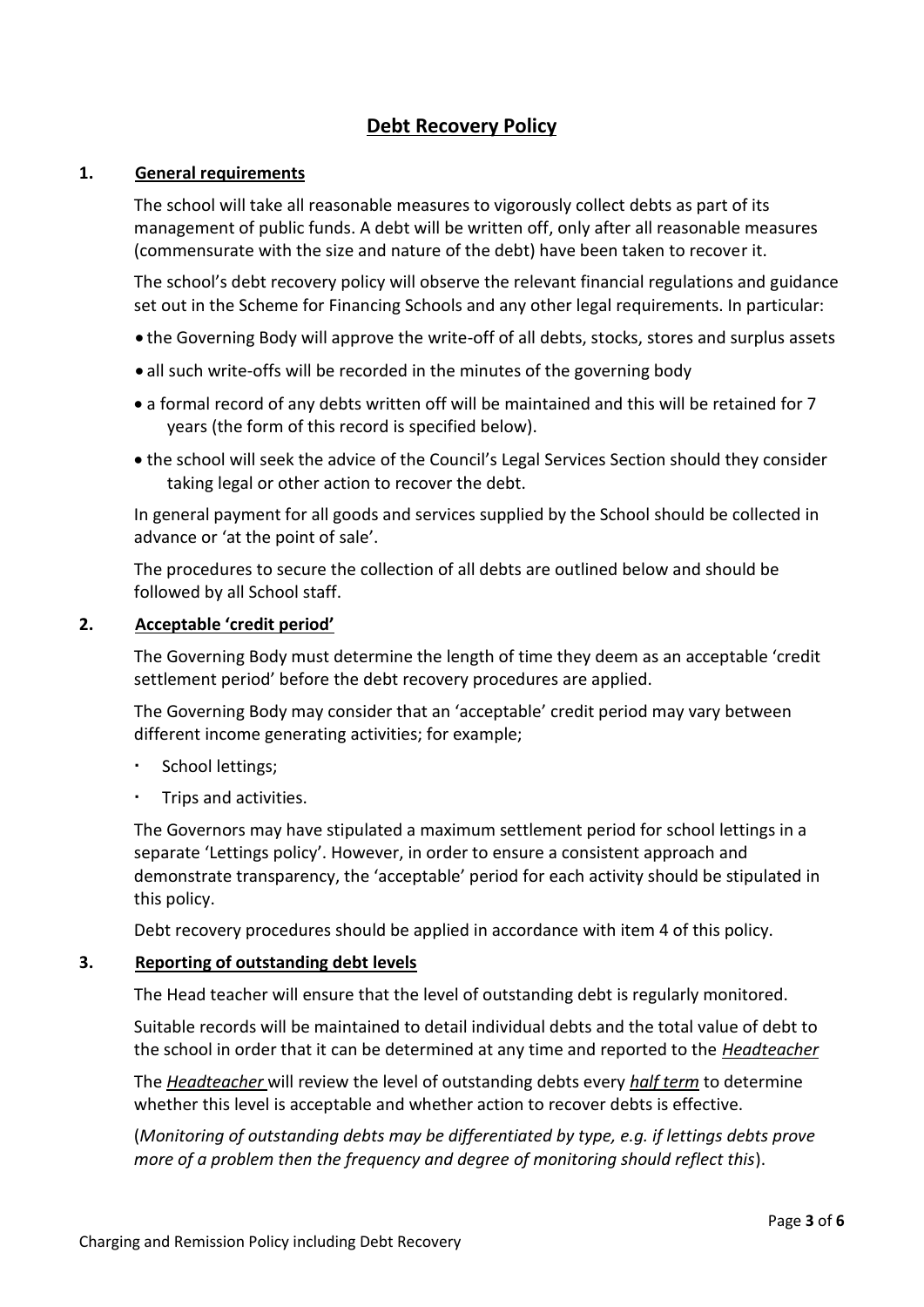# Debt Recovery Policy

## 1. General requirements

The school will take all reasonable measures to vigorously collect debts as part of its management of public funds. A debt will be written off, only after all reasonable measures (commensurate with the size and nature of the debt) have been taken to recover it.

The school's debt recovery policy will observe the relevant financial regulations and guidance set out in the Scheme for Financing Schools and any other legal requirements. In particular:

- the Governing Body will approve the write-off of all debts, stocks, stores and surplus assets
- all such write-offs will be recorded in the minutes of the governing body
- a formal record of any debts written off will be maintained and this will be retained for 7 years (the form of this record is specified below).
- the school will seek the advice of the Council's Legal Services Section should they consider taking legal or other action to recover the debt.

In general payment for all goods and services supplied by the School should be collected in advance or 'at the point of sale'.

The procedures to secure the collection of all debts are outlined below and should be followed by all School staff.

## 2. Acceptable 'credit period'

The Governing Body must determine the length of time they deem as an acceptable 'credit settlement period' before the debt recovery procedures are applied.

The Governing Body may consider that an 'acceptable' credit period may vary between different income generating activities; for example;

- School lettings;
- Trips and activities.

The Governors may have stipulated a maximum settlement period for school lettings in a separate 'Lettings policy'. However, in order to ensure a consistent approach and demonstrate transparency, the 'acceptable' period for each activity should be stipulated in this policy.

Debt recovery procedures should be applied in accordance with item 4 of this policy.

## 3. Reporting of outstanding debt levels

The Head teacher will ensure that the level of outstanding debt is regularly monitored.

Suitable records will be maintained to detail individual debts and the total value of debt to the school in order that it can be determined at any time and reported to the *Headteacher*

The *Headteacher* will review the level of outstanding debts every *half term* to determine whether this level is acceptable and whether action to recover debts is effective.

(*Monitoring of outstanding debts may be differentiated by type, e.g. if lettings debts prove more of a problem then the frequency and degree of monitoring should reflect this*).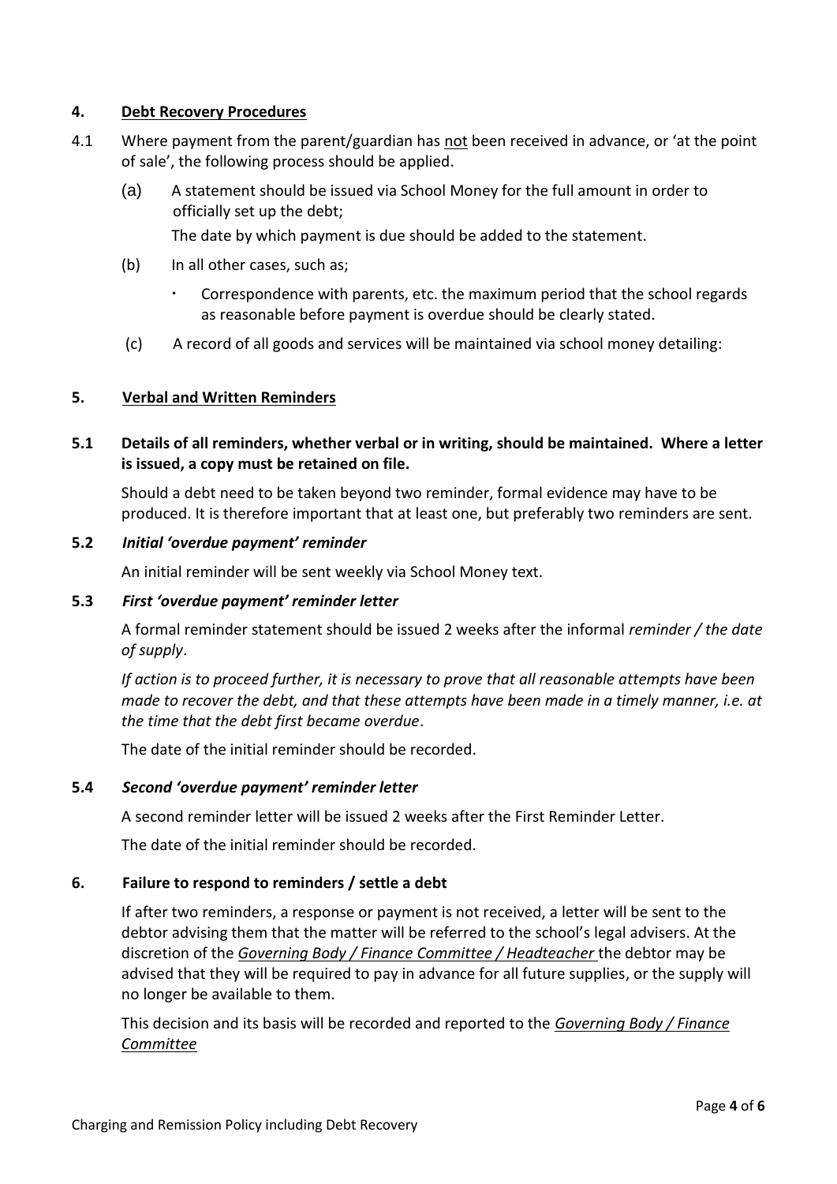## 4. <u>Debt Recovery Procedures</u>

4.1 Where payment from the parent/guardian has <u>not</u> been received in advance, or 'at the point of sale', the following process should be applied.

(a) A statement should be issued via School Money for the full amount in order to officially set up the debt;

The date by which payment is due should be added to the statement.

(b) In all other cases, such as;

- Correspondence with parents, etc. the maximum period that the school regards as reasonable before payment is overdue should be clearly stated.

(c) A record of all goods and services will be maintained via school money detailing:

## 5. <u>Verbal and Written Reminders</u>

### 5.1 Details of all reminders, whether verbal or in writing, should be maintained. Where a letter is issued, a copy must be retained on file.

Should a debt need to be taken beyond two reminder, formal evidence may have to be produced. It is therefore important that at least one, but preferably two reminders are sent.

### 5.2 *Initial 'overdue payment' reminder*

An initial reminder will be sent weekly via School Money text.

### 5.3 *First 'overdue payment' reminder letter*

A formal reminder statement should be issued 2 weeks after the informal *reminder / the date of supply*.

*If action is to proceed further, it is necessary to prove that all reasonable attempts have been made to recover the debt, and that these attempts have been made in a timely manner, i.e. at the time that the debt first became overdue*.

The date of the initial reminder should be recorded.

### 5.4 *Second 'overdue payment' reminder letter*

A second reminder letter will be issued 2 weeks after the First Reminder Letter.

The date of the initial reminder should be recorded.

## 6. Failure to respond to reminders / settle a debt

If after two reminders, a response or payment is not received, a letter will be sent to the debtor advising them that the matter will be referred to the school's legal advisers. At the discretion of the <u>*Governing Body / Finance Committee / Headteacher*</u> the debtor may be advised that they will be required to pay in advance for all future supplies, or the supply will no longer be available to them.

This decision and its basis will be recorded and reported to the <u>*Governing Body / Finance Committee*</u>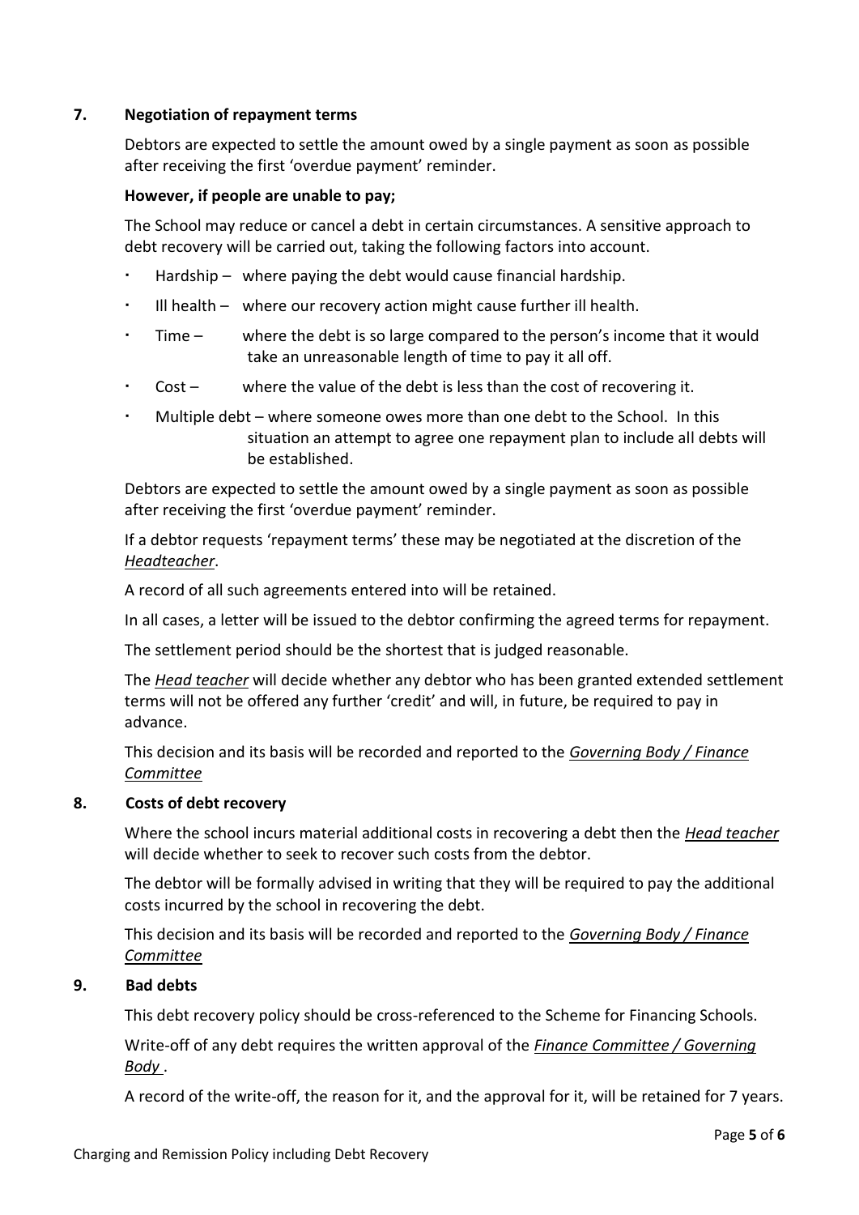## 7. Negotiation of repayment terms

Debtors are expected to settle the amount owed by a single payment as soon as possible after receiving the first 'overdue payment' reminder.

**However, if people are unable to pay;**

The School may reduce or cancel a debt in certain circumstances. A sensitive approach to debt recovery will be carried out, taking the following factors into account.

- Hardship – where paying the debt would cause financial hardship.
- Ill health – where our recovery action might cause further ill health.
- Time – where the debt is so large compared to the person's income that it would take an unreasonable length of time to pay it all off.
- Cost – where the value of the debt is less than the cost of recovering it.
- Multiple debt – where someone owes more than one debt to the School. In this situation an attempt to agree one repayment plan to include all debts will be established.

Debtors are expected to settle the amount owed by a single payment as soon as possible after receiving the first 'overdue payment' reminder.

If a debtor requests 'repayment terms' these may be negotiated at the discretion of the *Headteacher*.

A record of all such agreements entered into will be retained.

In all cases, a letter will be issued to the debtor confirming the agreed terms for repayment.

The settlement period should be the shortest that is judged reasonable.

The *Head teacher* will decide whether any debtor who has been granted extended settlement terms will not be offered any further 'credit' and will, in future, be required to pay in advance.

This decision and its basis will be recorded and reported to the *Governing Body / Finance Committee*

## 8. Costs of debt recovery

Where the school incurs material additional costs in recovering a debt then the *Head teacher* will decide whether to seek to recover such costs from the debtor.

The debtor will be formally advised in writing that they will be required to pay the additional costs incurred by the school in recovering the debt.

This decision and its basis will be recorded and reported to the *Governing Body / Finance Committee*

## 9. Bad debts

This debt recovery policy should be cross-referenced to the Scheme for Financing Schools.

Write-off of any debt requires the written approval of the *Finance Committee / Governing Body* .

A record of the write-off, the reason for it, and the approval for it, will be retained for 7 years.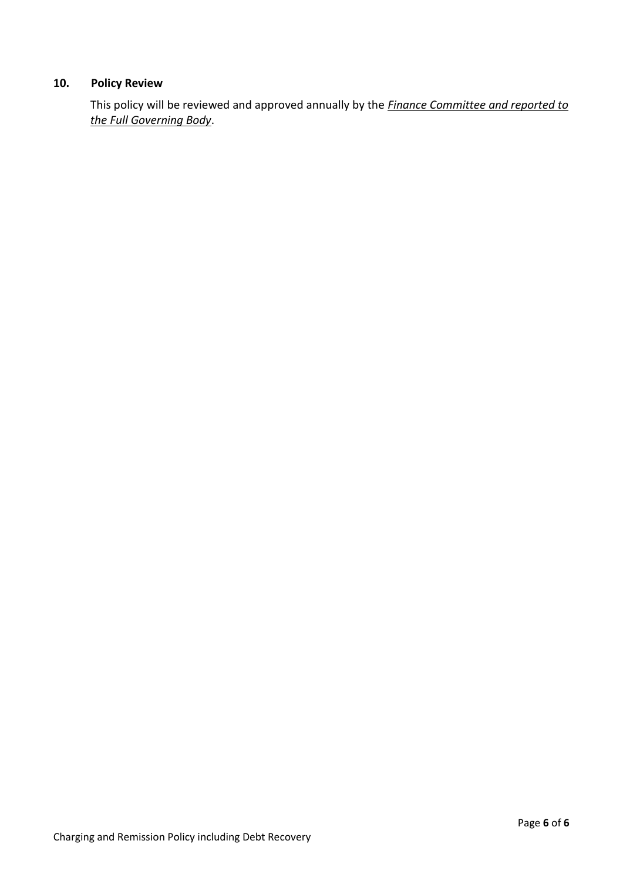## 10. Policy Review

This policy will be reviewed and approved annually by the <u>*Finance Committee and reported to the Full Governing Body*</u>.